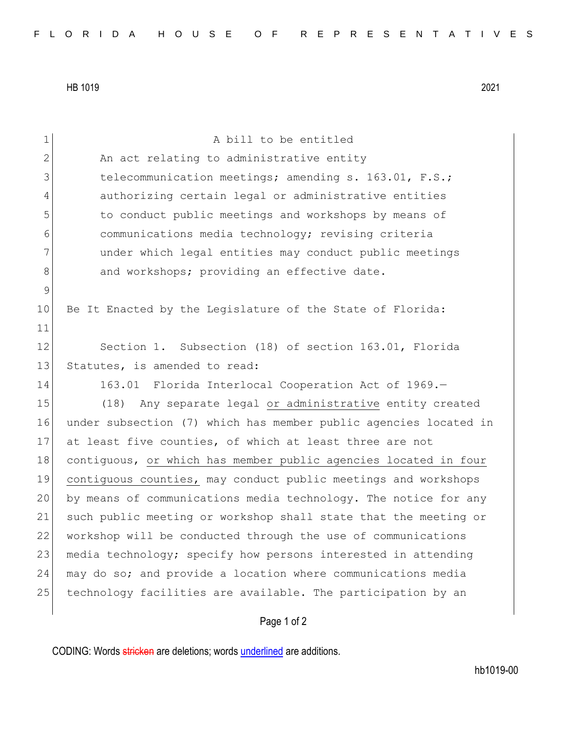A bill to be entitled

An act relating to administrative entity telecommunication meetings; amending s. 163.01, F.S.; authorizing certain legal or administrative entities to conduct public meetings and workshops by means of communications media technology; revising criteria under which legal entities may conduct public meetings and workshops; providing an effective date.

Be It Enacted by the Legislature of the State of Florida:

Section 1. Subsection (18) of section 163.01, Florida Statutes, is amended to read:

163.01 Florida Interlocal Cooperation Act of 1969.—

(18) Any separate legal <u>or administrative</u> entity created under subsection (7) which has member public agencies located in at least five counties, of which at least three are not contiguous, <u>or which has member public agencies located in four contiguous counties,</u> may conduct public meetings and workshops by means of communications media technology. The notice for any such public meeting or workshop shall state that the meeting or workshop will be conducted through the use of communications media technology; specify how persons interested in attending may do so; and provide a location where communications media technology facilities are available. The participation by an

CODING: Words stricken are deletions; words underlined are additions.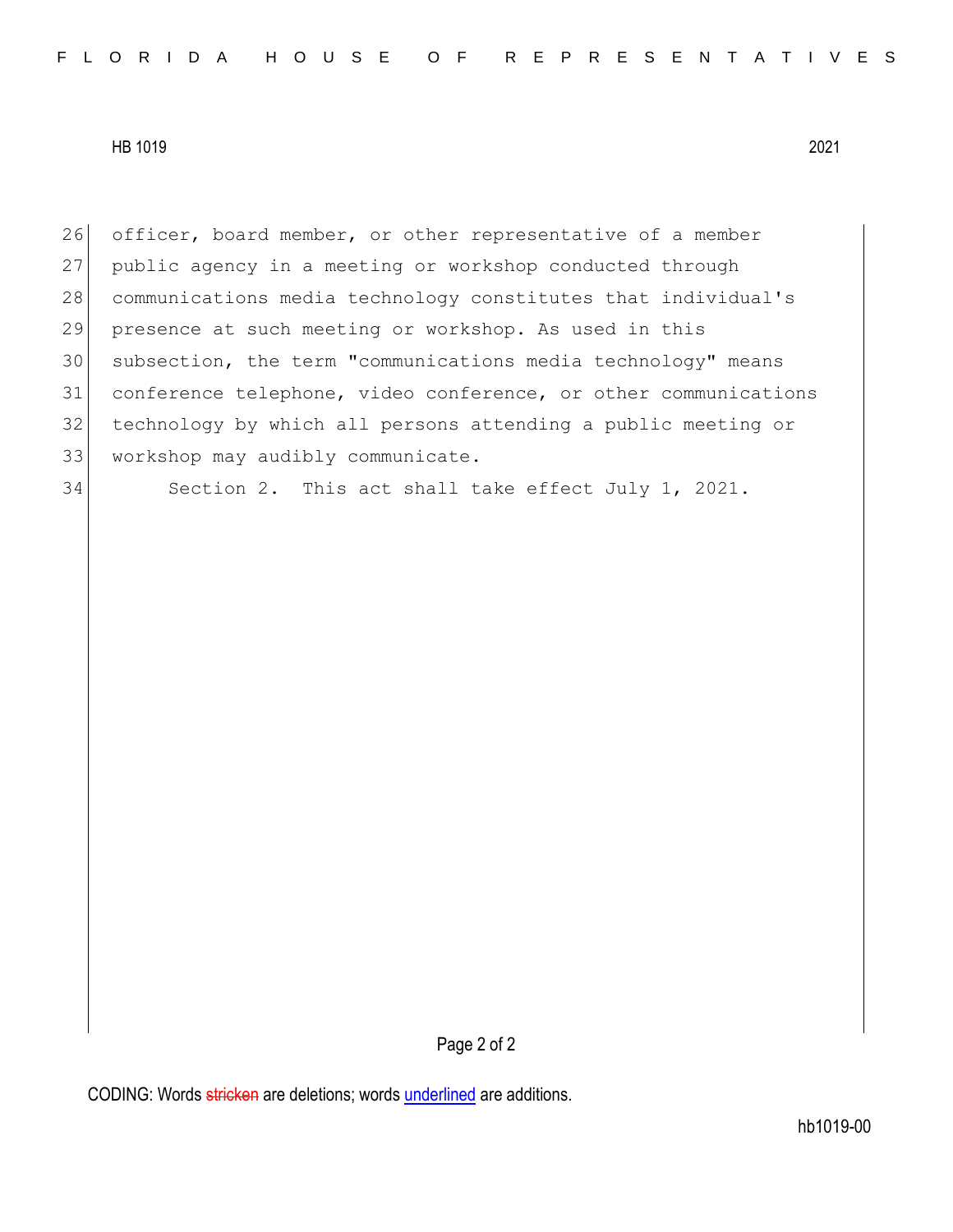officer, board member, or other representative of a member public agency in a meeting or workshop conducted through communications media technology constitutes that individual's presence at such meeting or workshop. As used in this subsection, the term "communications media technology" means conference telephone, video conference, or other communications technology by which all persons attending a public meeting or workshop may audibly communicate.

Section 2. This act shall take effect July 1, 2021.